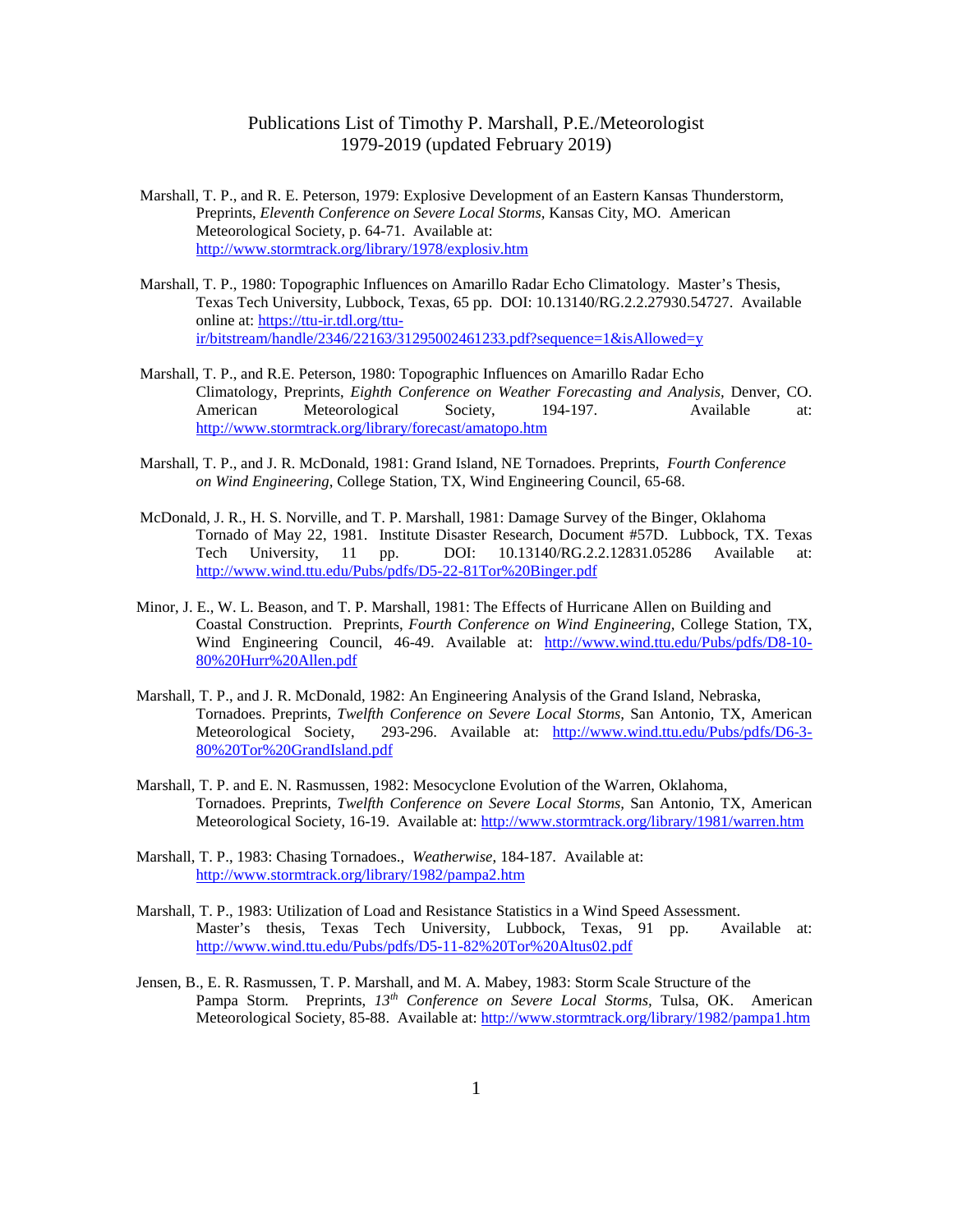# Publications List of Timothy P. Marshall, P.E./Meteorologist
## 1979-2019 (updated February 2019)

Marshall, T. P., and R. E. Peterson, 1979: Explosive Development of an Eastern Kansas Thunderstorm, Preprints, *Eleventh Conference on Severe Local Storms,* Kansas City, MO. American Meteorological Society, p. 64-71. Available at: http://www.stormtrack.org/library/1978/explosiv.htm

Marshall, T. P., 1980: Topographic Influences on Amarillo Radar Echo Climatology. Master's Thesis, Texas Tech University, Lubbock, Texas, 65 pp. DOI: 10.13140/RG.2.2.27930.54727. Available online at: https://ttu-ir.tdl.org/ttu-ir/bitstream/handle/2346/22163/31295002461233.pdf?sequence=1&isAllowed=y

Marshall, T. P., and R.E. Peterson, 1980: Topographic Influences on Amarillo Radar Echo Climatology, Preprints, *Eighth Conference on Weather Forecasting and Analysis,* Denver, CO. American Meteorological Society, 194-197. Available at: http://www.stormtrack.org/library/forecast/amatopo.htm

Marshall, T. P., and J. R. McDonald, 1981: Grand Island, NE Tornadoes. Preprints, *Fourth Conference on Wind Engineering,* College Station, TX, Wind Engineering Council, 65-68.

McDonald, J. R., H. S. Norville, and T. P. Marshall, 1981: Damage Survey of the Binger, Oklahoma Tornado of May 22, 1981. Institute Disaster Research, Document #57D. Lubbock, TX. Texas Tech University, 11 pp. DOI: 10.13140/RG.2.2.12831.05286 Available at: http://www.wind.ttu.edu/Pubs/pdfs/D5-22-81Tor%20Binger.pdf

Minor, J. E., W. L. Beason, and T. P. Marshall, 1981: The Effects of Hurricane Allen on Building and Coastal Construction. Preprints, *Fourth Conference on Wind Engineering,* College Station, TX, Wind Engineering Council, 46-49. Available at: http://www.wind.ttu.edu/Pubs/pdfs/D8-10-80%20Hurr%20Allen.pdf

Marshall, T. P., and J. R. McDonald, 1982: An Engineering Analysis of the Grand Island, Nebraska, Tornadoes. Preprints, *Twelfth Conference on Severe Local Storms,* San Antonio, TX, American Meteorological Society, 293-296. Available at: http://www.wind.ttu.edu/Pubs/pdfs/D6-3-80%20Tor%20GrandIsland.pdf

Marshall, T. P. and E. N. Rasmussen, 1982: Mesocyclone Evolution of the Warren, Oklahoma, Tornadoes. Preprints, *Twelfth Conference on Severe Local Storms,* San Antonio, TX, American Meteorological Society, 16-19. Available at: http://www.stormtrack.org/library/1981/warren.htm

Marshall, T. P., 1983: Chasing Tornadoes., *Weatherwise,* 184-187. Available at: http://www.stormtrack.org/library/1982/pampa2.htm

Marshall, T. P., 1983: Utilization of Load and Resistance Statistics in a Wind Speed Assessment. Master's thesis, Texas Tech University, Lubbock, Texas, 91 pp. Available at: http://www.wind.ttu.edu/Pubs/pdfs/D5-11-82%20Tor%20Altus02.pdf

Jensen, B., E. R. Rasmussen, T. P. Marshall, and M. A. Mabey, 1983: Storm Scale Structure of the Pampa Storm. Preprints, *13th Conference on Severe Local Storms,* Tulsa, OK. American Meteorological Society, 85-88. Available at: http://www.stormtrack.org/library/1982/pampa1.htm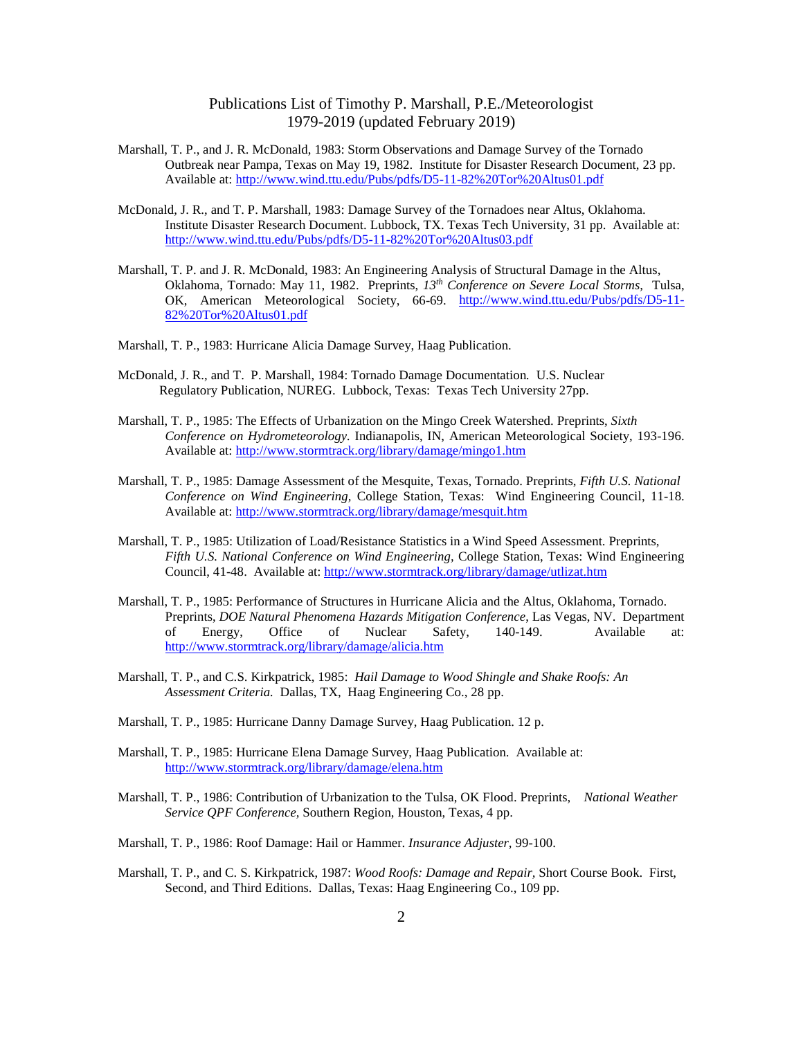Publications List of Timothy P. Marshall, P.E./Meteorologist
1979-2019 (updated February 2019)

Marshall, T. P., and J. R. McDonald, 1983: Storm Observations and Damage Survey of the Tornado Outbreak near Pampa, Texas on May 19, 1982. Institute for Disaster Research Document, 23 pp. Available at: http://www.wind.ttu.edu/Pubs/pdfs/D5-11-82%20Tor%20Altus01.pdf

McDonald, J. R., and T. P. Marshall, 1983: Damage Survey of the Tornadoes near Altus, Oklahoma. Institute Disaster Research Document. Lubbock, TX. Texas Tech University, 31 pp. Available at: http://www.wind.ttu.edu/Pubs/pdfs/D5-11-82%20Tor%20Altus03.pdf

Marshall, T. P. and J. R. McDonald, 1983: An Engineering Analysis of Structural Damage in the Altus, Oklahoma, Tornado: May 11, 1982. Preprints, *13th Conference on Severe Local Storms*, Tulsa, OK, American Meteorological Society, 66-69. http://www.wind.ttu.edu/Pubs/pdfs/D5-11-82%20Tor%20Altus01.pdf

Marshall, T. P., 1983: Hurricane Alicia Damage Survey, Haag Publication.

McDonald, J. R., and T. P. Marshall, 1984: Tornado Damage Documentation. U.S. Nuclear Regulatory Publication, NUREG. Lubbock, Texas: Texas Tech University 27pp.

Marshall, T. P., 1985: The Effects of Urbanization on the Mingo Creek Watershed. Preprints, *Sixth Conference on Hydrometeorology.* Indianapolis, IN, American Meteorological Society, 193-196. Available at: http://www.stormtrack.org/library/damage/mingo1.htm

Marshall, T. P., 1985: Damage Assessment of the Mesquite, Texas, Tornado. Preprints, *Fifth U.S. National Conference on Wind Engineering*, College Station, Texas: Wind Engineering Council, 11-18. Available at: http://www.stormtrack.org/library/damage/mesquit.htm

Marshall, T. P., 1985: Utilization of Load/Resistance Statistics in a Wind Speed Assessment. Preprints, *Fifth U.S. National Conference on Wind Engineering*, College Station, Texas: Wind Engineering Council, 41-48. Available at: http://www.stormtrack.org/library/damage/utlizat.htm

Marshall, T. P., 1985: Performance of Structures in Hurricane Alicia and the Altus, Oklahoma, Tornado. Preprints, *DOE Natural Phenomena Hazards Mitigation Conference*, Las Vegas, NV. Department of Energy, Office of Nuclear Safety, 140-149. Available at: http://www.stormtrack.org/library/damage/alicia.htm

Marshall, T. P., and C.S. Kirkpatrick, 1985: *Hail Damage to Wood Shingle and Shake Roofs: An Assessment Criteria.* Dallas, TX, Haag Engineering Co., 28 pp.

Marshall, T. P., 1985: Hurricane Danny Damage Survey, Haag Publication. 12 p.

Marshall, T. P., 1985: Hurricane Elena Damage Survey, Haag Publication. Available at: http://www.stormtrack.org/library/damage/elena.htm

Marshall, T. P., 1986: Contribution of Urbanization to the Tulsa, OK Flood. Preprints, *National Weather Service QPF Conference,* Southern Region, Houston, Texas, 4 pp.

Marshall, T. P., 1986: Roof Damage: Hail or Hammer. *Insurance Adjuster,* 99-100.

Marshall, T. P., and C. S. Kirkpatrick, 1987: *Wood Roofs: Damage and Repair,* Short Course Book. First, Second, and Third Editions. Dallas, Texas: Haag Engineering Co., 109 pp.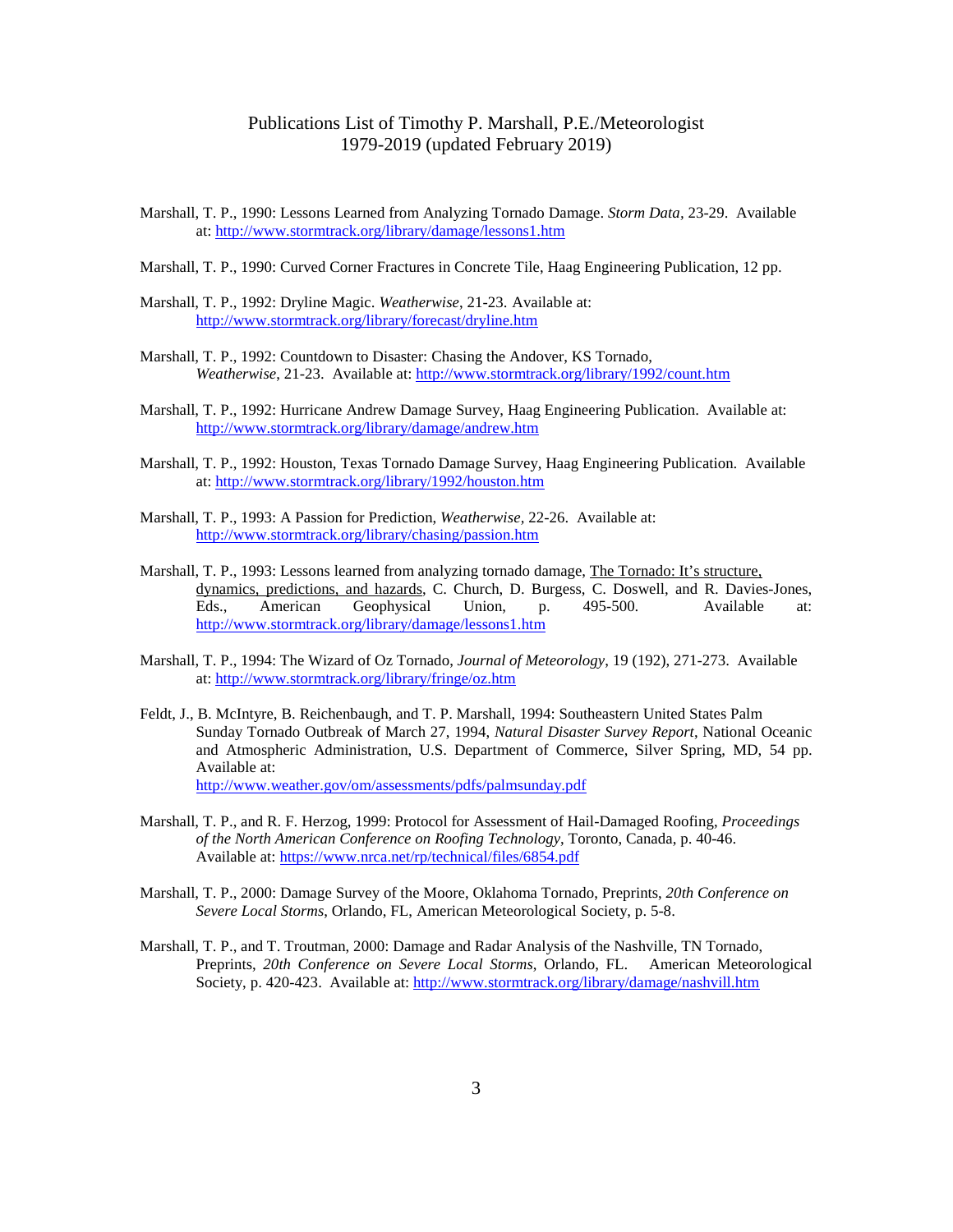Publications List of Timothy P. Marshall, P.E./Meteorologist
1979-2019 (updated February 2019)

Marshall, T. P., 1990: Lessons Learned from Analyzing Tornado Damage. *Storm Data*, 23-29. Available at: http://www.stormtrack.org/library/damage/lessons1.htm

Marshall, T. P., 1990: Curved Corner Fractures in Concrete Tile, Haag Engineering Publication, 12 pp.

Marshall, T. P., 1992: Dryline Magic. *Weatherwise*, 21-23. Available at: http://www.stormtrack.org/library/forecast/dryline.htm

Marshall, T. P., 1992: Countdown to Disaster: Chasing the Andover, KS Tornado, *Weatherwise*, 21-23. Available at: http://www.stormtrack.org/library/1992/count.htm

Marshall, T. P., 1992: Hurricane Andrew Damage Survey, Haag Engineering Publication. Available at: http://www.stormtrack.org/library/damage/andrew.htm

Marshall, T. P., 1992: Houston, Texas Tornado Damage Survey, Haag Engineering Publication. Available at: http://www.stormtrack.org/library/1992/houston.htm

Marshall, T. P., 1993: A Passion for Prediction, *Weatherwise*, 22-26. Available at: http://www.stormtrack.org/library/chasing/passion.htm

Marshall, T. P., 1993: Lessons learned from analyzing tornado damage, The Tornado: It's structure, dynamics, predictions, and hazards, C. Church, D. Burgess, C. Doswell, and R. Davies-Jones, Eds., American Geophysical Union, p. 495-500. Available at: http://www.stormtrack.org/library/damage/lessons1.htm

Marshall, T. P., 1994: The Wizard of Oz Tornado, *Journal of Meteorology*, 19 (192), 271-273. Available at: http://www.stormtrack.org/library/fringe/oz.htm

Feldt, J., B. McIntyre, B. Reichenbaugh, and T. P. Marshall, 1994: Southeastern United States Palm Sunday Tornado Outbreak of March 27, 1994, *Natural Disaster Survey Report*, National Oceanic and Atmospheric Administration, U.S. Department of Commerce, Silver Spring, MD, 54 pp. Available at: http://www.weather.gov/om/assessments/pdfs/palmsunday.pdf

Marshall, T. P., and R. F. Herzog, 1999: Protocol for Assessment of Hail-Damaged Roofing, *Proceedings of the North American Conference on Roofing Technology*, Toronto, Canada, p. 40-46. Available at: https://www.nrca.net/rp/technical/files/6854.pdf

Marshall, T. P., 2000: Damage Survey of the Moore, Oklahoma Tornado, Preprints, *20th Conference on Severe Local Storms*, Orlando, FL, American Meteorological Society, p. 5-8.

Marshall, T. P., and T. Troutman, 2000: Damage and Radar Analysis of the Nashville, TN Tornado, Preprints, *20th Conference on Severe Local Storms*, Orlando, FL. American Meteorological Society, p. 420-423. Available at: http://www.stormtrack.org/library/damage/nashvill.htm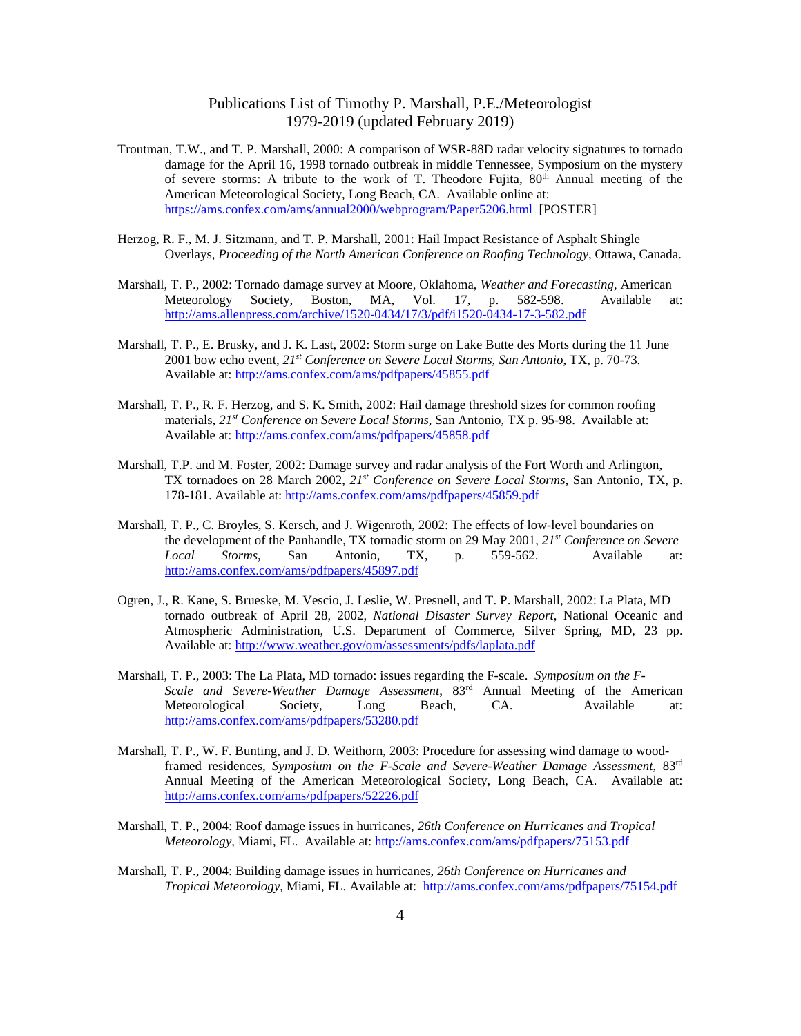Publications List of Timothy P. Marshall, P.E./Meteorologist
1979-2019 (updated February 2019)

Troutman, T.W., and T. P. Marshall, 2000: A comparison of WSR-88D radar velocity signatures to tornado damage for the April 16, 1998 tornado outbreak in middle Tennessee, Symposium on the mystery of severe storms: A tribute to the work of T. Theodore Fujita, 80th Annual meeting of the American Meteorological Society, Long Beach, CA. Available online at: https://ams.confex.com/ams/annual2000/webprogram/Paper5206.html [POSTER]

Herzog, R. F., M. J. Sitzmann, and T. P. Marshall, 2001: Hail Impact Resistance of Asphalt Shingle Overlays, *Proceeding of the North American Conference on Roofing Technology*, Ottawa, Canada.

Marshall, T. P., 2002: Tornado damage survey at Moore, Oklahoma, *Weather and Forecasting*, American Meteorology Society, Boston, MA, Vol. 17, p. 582-598. Available at: http://ams.allenpress.com/archive/1520-0434/17/3/pdf/i1520-0434-17-3-582.pdf

Marshall, T. P., E. Brusky, and J. K. Last, 2002: Storm surge on Lake Butte des Morts during the 11 June 2001 bow echo event, *21st Conference on Severe Local Storms, San Antonio*, TX, p. 70-73. Available at: http://ams.confex.com/ams/pdfpapers/45855.pdf

Marshall, T. P., R. F. Herzog, and S. K. Smith, 2002: Hail damage threshold sizes for common roofing materials, *21st Conference on Severe Local Storms*, San Antonio, TX p. 95-98. Available at: Available at: http://ams.confex.com/ams/pdfpapers/45858.pdf

Marshall, T.P. and M. Foster, 2002: Damage survey and radar analysis of the Fort Worth and Arlington, TX tornadoes on 28 March 2002, *21st Conference on Severe Local Storms*, San Antonio, TX, p. 178-181. Available at: http://ams.confex.com/ams/pdfpapers/45859.pdf

Marshall, T. P., C. Broyles, S. Kersch, and J. Wigenroth, 2002: The effects of low-level boundaries on the development of the Panhandle, TX tornadic storm on 29 May 2001, *21st Conference on Severe Local Storms*, San Antonio, TX, p. 559-562. Available at: http://ams.confex.com/ams/pdfpapers/45897.pdf

Ogren, J., R. Kane, S. Brueske, M. Vescio, J. Leslie, W. Presnell, and T. P. Marshall, 2002: La Plata, MD tornado outbreak of April 28, 2002, *National Disaster Survey Report*, National Oceanic and Atmospheric Administration, U.S. Department of Commerce, Silver Spring, MD, 23 pp. Available at: http://www.weather.gov/om/assessments/pdfs/laplata.pdf

Marshall, T. P., 2003: The La Plata, MD tornado: issues regarding the F-scale. *Symposium on the F-Scale and Severe-Weather Damage Assessment*, 83rd Annual Meeting of the American Meteorological Society, Long Beach, CA. Available at: http://ams.confex.com/ams/pdfpapers/53280.pdf

Marshall, T. P., W. F. Bunting, and J. D. Weithorn, 2003: Procedure for assessing wind damage to wood-framed residences, *Symposium on the F-Scale and Severe-Weather Damage Assessment*, 83rd Annual Meeting of the American Meteorological Society, Long Beach, CA. Available at: http://ams.confex.com/ams/pdfpapers/52226.pdf

Marshall, T. P., 2004: Roof damage issues in hurricanes, *26th Conference on Hurricanes and Tropical Meteorology*, Miami, FL. Available at: http://ams.confex.com/ams/pdfpapers/75153.pdf

Marshall, T. P., 2004: Building damage issues in hurricanes, *26th Conference on Hurricanes and Tropical Meteorology*, Miami, FL. Available at: http://ams.confex.com/ams/pdfpapers/75154.pdf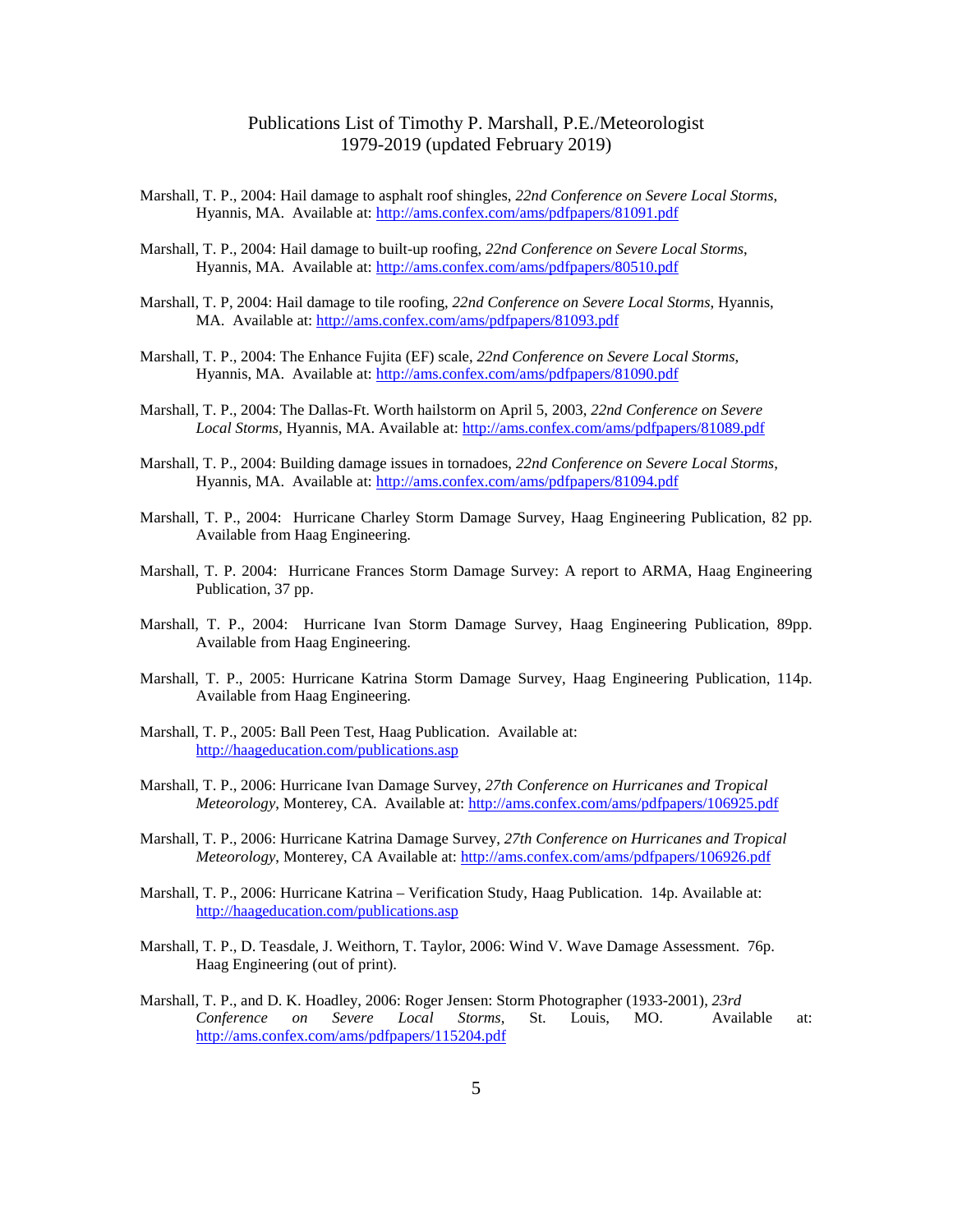Publications List of Timothy P. Marshall, P.E./Meteorologist
1979-2019 (updated February 2019)

Marshall, T. P., 2004: Hail damage to asphalt roof shingles, *22nd Conference on Severe Local Storms*, Hyannis, MA. Available at: http://ams.confex.com/ams/pdfpapers/81091.pdf

Marshall, T. P., 2004: Hail damage to built-up roofing, *22nd Conference on Severe Local Storms*, Hyannis, MA. Available at: http://ams.confex.com/ams/pdfpapers/80510.pdf

Marshall, T. P, 2004: Hail damage to tile roofing, *22nd Conference on Severe Local Storms*, Hyannis, MA. Available at: http://ams.confex.com/ams/pdfpapers/81093.pdf

Marshall, T. P., 2004: The Enhance Fujita (EF) scale, *22nd Conference on Severe Local Storms*, Hyannis, MA. Available at: http://ams.confex.com/ams/pdfpapers/81090.pdf

Marshall, T. P., 2004: The Dallas-Ft. Worth hailstorm on April 5, 2003, *22nd Conference on Severe Local Storms*, Hyannis, MA. Available at: http://ams.confex.com/ams/pdfpapers/81089.pdf

Marshall, T. P., 2004: Building damage issues in tornadoes, *22nd Conference on Severe Local Storms*, Hyannis, MA. Available at: http://ams.confex.com/ams/pdfpapers/81094.pdf

Marshall, T. P., 2004: Hurricane Charley Storm Damage Survey, Haag Engineering Publication, 82 pp. Available from Haag Engineering.

Marshall, T. P. 2004: Hurricane Frances Storm Damage Survey: A report to ARMA, Haag Engineering Publication, 37 pp.

Marshall, T. P., 2004: Hurricane Ivan Storm Damage Survey, Haag Engineering Publication, 89pp. Available from Haag Engineering.

Marshall, T. P., 2005: Hurricane Katrina Storm Damage Survey, Haag Engineering Publication, 114p. Available from Haag Engineering.

Marshall, T. P., 2005: Ball Peen Test, Haag Publication. Available at: http://haageducation.com/publications.asp

Marshall, T. P., 2006: Hurricane Ivan Damage Survey, *27th Conference on Hurricanes and Tropical Meteorology*, Monterey, CA. Available at: http://ams.confex.com/ams/pdfpapers/106925.pdf

Marshall, T. P., 2006: Hurricane Katrina Damage Survey, *27th Conference on Hurricanes and Tropical Meteorology*, Monterey, CA Available at: http://ams.confex.com/ams/pdfpapers/106926.pdf

Marshall, T. P., 2006: Hurricane Katrina – Verification Study, Haag Publication. 14p. Available at: http://haageducation.com/publications.asp

Marshall, T. P., D. Teasdale, J. Weithorn, T. Taylor, 2006: Wind V. Wave Damage Assessment. 76p. Haag Engineering (out of print).

Marshall, T. P., and D. K. Hoadley, 2006: Roger Jensen: Storm Photographer (1933-2001), *23rd Conference on Severe Local Storms*, St. Louis, MO. Available at: http://ams.confex.com/ams/pdfpapers/115204.pdf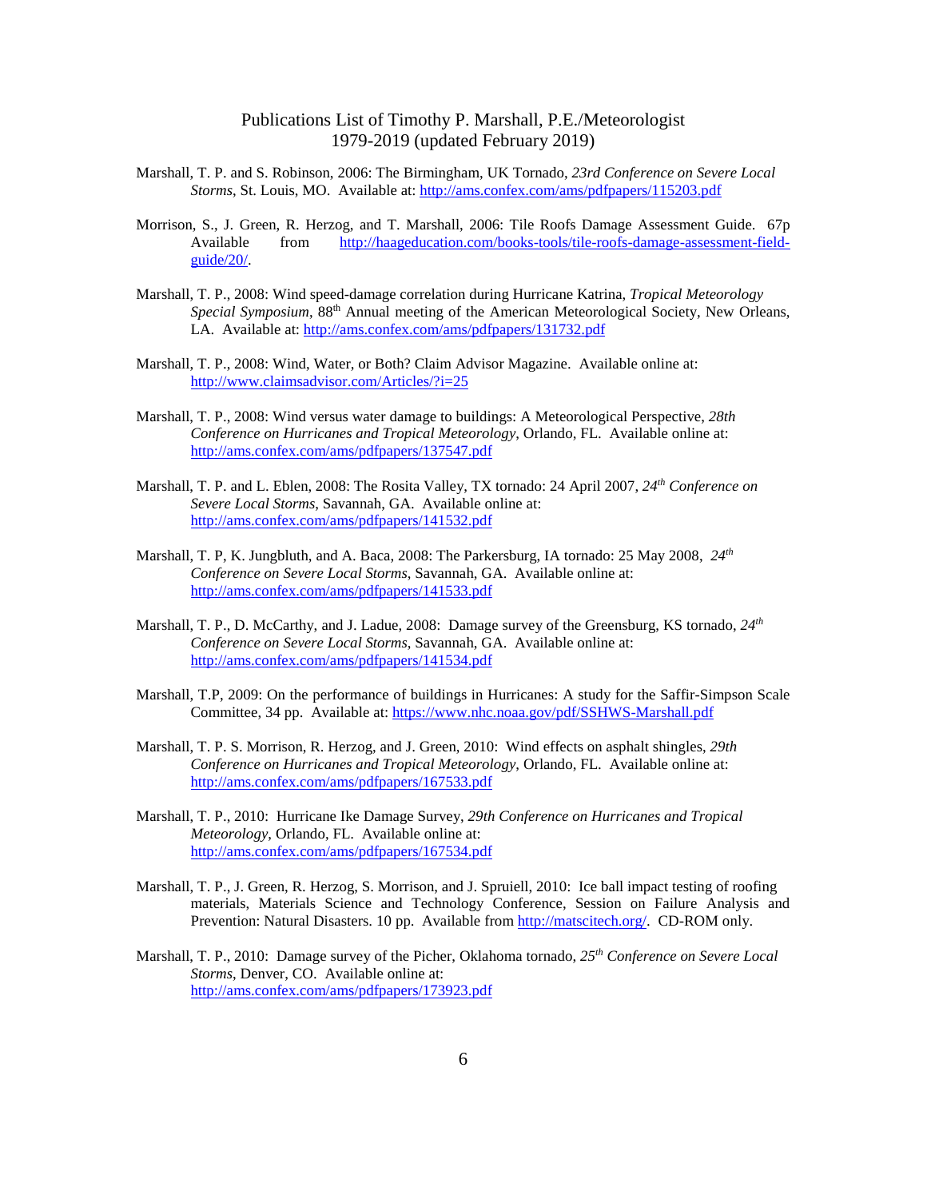Publications List of Timothy P. Marshall, P.E./Meteorologist
1979-2019 (updated February 2019)

Marshall, T. P. and S. Robinson, 2006: The Birmingham, UK Tornado, *23rd Conference on Severe Local Storms*, St. Louis, MO. Available at: http://ams.confex.com/ams/pdfpapers/115203.pdf

Morrison, S., J. Green, R. Herzog, and T. Marshall, 2006: Tile Roofs Damage Assessment Guide. 67p Available from http://haageducation.com/books-tools/tile-roofs-damage-assessment-field-guide/20/.

Marshall, T. P., 2008: Wind speed-damage correlation during Hurricane Katrina, *Tropical Meteorology Special Symposium*, 88th Annual meeting of the American Meteorological Society, New Orleans, LA. Available at: http://ams.confex.com/ams/pdfpapers/131732.pdf

Marshall, T. P., 2008: Wind, Water, or Both? Claim Advisor Magazine. Available online at: http://www.claimsadvisor.com/Articles/?i=25

Marshall, T. P., 2008: Wind versus water damage to buildings: A Meteorological Perspective, *28th Conference on Hurricanes and Tropical Meteorology*, Orlando, FL. Available online at: http://ams.confex.com/ams/pdfpapers/137547.pdf

Marshall, T. P. and L. Eblen, 2008: The Rosita Valley, TX tornado: 24 April 2007, *24th Conference on Severe Local Storms*, Savannah, GA. Available online at: http://ams.confex.com/ams/pdfpapers/141532.pdf

Marshall, T. P, K. Jungbluth, and A. Baca, 2008: The Parkersburg, IA tornado: 25 May 2008, *24th Conference on Severe Local Storms*, Savannah, GA. Available online at: http://ams.confex.com/ams/pdfpapers/141533.pdf

Marshall, T. P., D. McCarthy, and J. Ladue, 2008: Damage survey of the Greensburg, KS tornado, *24th Conference on Severe Local Storms*, Savannah, GA. Available online at: http://ams.confex.com/ams/pdfpapers/141534.pdf

Marshall, T.P, 2009: On the performance of buildings in Hurricanes: A study for the Saffir-Simpson Scale Committee, 34 pp. Available at: https://www.nhc.noaa.gov/pdf/SSHWS-Marshall.pdf

Marshall, T. P. S. Morrison, R. Herzog, and J. Green, 2010: Wind effects on asphalt shingles, *29th Conference on Hurricanes and Tropical Meteorology*, Orlando, FL. Available online at: http://ams.confex.com/ams/pdfpapers/167533.pdf

Marshall, T. P., 2010: Hurricane Ike Damage Survey, *29th Conference on Hurricanes and Tropical Meteorology*, Orlando, FL. Available online at: http://ams.confex.com/ams/pdfpapers/167534.pdf

Marshall, T. P., J. Green, R. Herzog, S. Morrison, and J. Spruiell, 2010: Ice ball impact testing of roofing materials, Materials Science and Technology Conference, Session on Failure Analysis and Prevention: Natural Disasters. 10 pp. Available from http://matscitech.org/. CD-ROM only.

Marshall, T. P., 2010: Damage survey of the Picher, Oklahoma tornado, *25th Conference on Severe Local Storms*, Denver, CO. Available online at: http://ams.confex.com/ams/pdfpapers/173923.pdf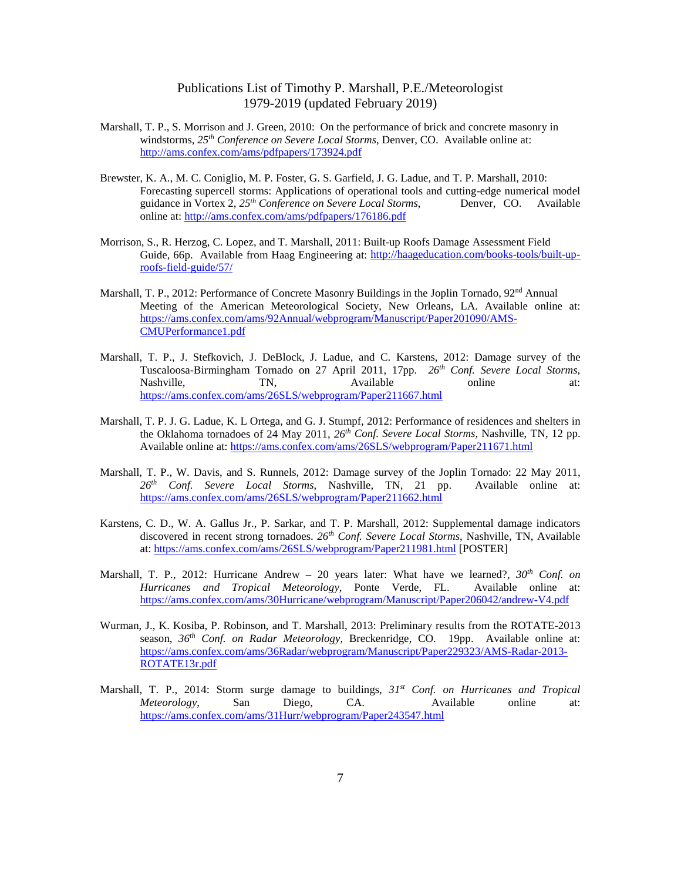Publications List of Timothy P. Marshall, P.E./Meteorologist
1979-2019 (updated February 2019)

Marshall, T. P., S. Morrison and J. Green, 2010: On the performance of brick and concrete masonry in windstorms, *25th Conference on Severe Local Storms*, Denver, CO. Available online at: http://ams.confex.com/ams/pdfpapers/173924.pdf

Brewster, K. A., M. C. Coniglio, M. P. Foster, G. S. Garfield, J. G. Ladue, and T. P. Marshall, 2010: Forecasting supercell storms: Applications of operational tools and cutting-edge numerical model guidance in Vortex 2, *25th Conference on Severe Local Storms*, Denver, CO. Available online at: http://ams.confex.com/ams/pdfpapers/176186.pdf

Morrison, S., R. Herzog, C. Lopez, and T. Marshall, 2011: Built-up Roofs Damage Assessment Field Guide, 66p. Available from Haag Engineering at: http://haageducation.com/books-tools/built-up-roofs-field-guide/57/

Marshall, T. P., 2012: Performance of Concrete Masonry Buildings in the Joplin Tornado, 92nd Annual Meeting of the American Meteorological Society, New Orleans, LA. Available online at: https://ams.confex.com/ams/92Annual/webprogram/Manuscript/Paper201090/AMS-CMUPerformance1.pdf

Marshall, T. P., J. Stefkovich, J. DeBlock, J. Ladue, and C. Karstens, 2012: Damage survey of the Tuscaloosa-Birmingham Tornado on 27 April 2011, 17pp. *26th Conf. Severe Local Storms*, Nashville, TN, Available online at: https://ams.confex.com/ams/26SLS/webprogram/Paper211667.html

Marshall, T. P. J. G. Ladue, K. L Ortega, and G. J. Stumpf, 2012: Performance of residences and shelters in the Oklahoma tornadoes of 24 May 2011, *26th Conf. Severe Local Storms*, Nashville, TN, 12 pp. Available online at: https://ams.confex.com/ams/26SLS/webprogram/Paper211671.html

Marshall, T. P., W. Davis, and S. Runnels, 2012: Damage survey of the Joplin Tornado: 22 May 2011, *26th Conf. Severe Local Storms*, Nashville, TN, 21 pp. Available online at: https://ams.confex.com/ams/26SLS/webprogram/Paper211662.html

Karstens, C. D., W. A. Gallus Jr., P. Sarkar, and T. P. Marshall, 2012: Supplemental damage indicators discovered in recent strong tornadoes. *26th Conf. Severe Local Storms*, Nashville, TN, Available at: https://ams.confex.com/ams/26SLS/webprogram/Paper211981.html [POSTER]

Marshall, T. P., 2012: Hurricane Andrew – 20 years later: What have we learned?, *30th Conf. on Hurricanes and Tropical Meteorology*, Ponte Verde, FL. Available online at: https://ams.confex.com/ams/30Hurricane/webprogram/Manuscript/Paper206042/andrew-V4.pdf

Wurman, J., K. Kosiba, P. Robinson, and T. Marshall, 2013: Preliminary results from the ROTATE-2013 season, *36th Conf. on Radar Meteorology*, Breckenridge, CO. 19pp. Available online at: https://ams.confex.com/ams/36Radar/webprogram/Manuscript/Paper229323/AMS-Radar-2013-ROTATE13r.pdf

Marshall, T. P., 2014: Storm surge damage to buildings, *31st Conf. on Hurricanes and Tropical Meteorology*, San Diego, CA. Available online at: https://ams.confex.com/ams/31Hurr/webprogram/Paper243547.html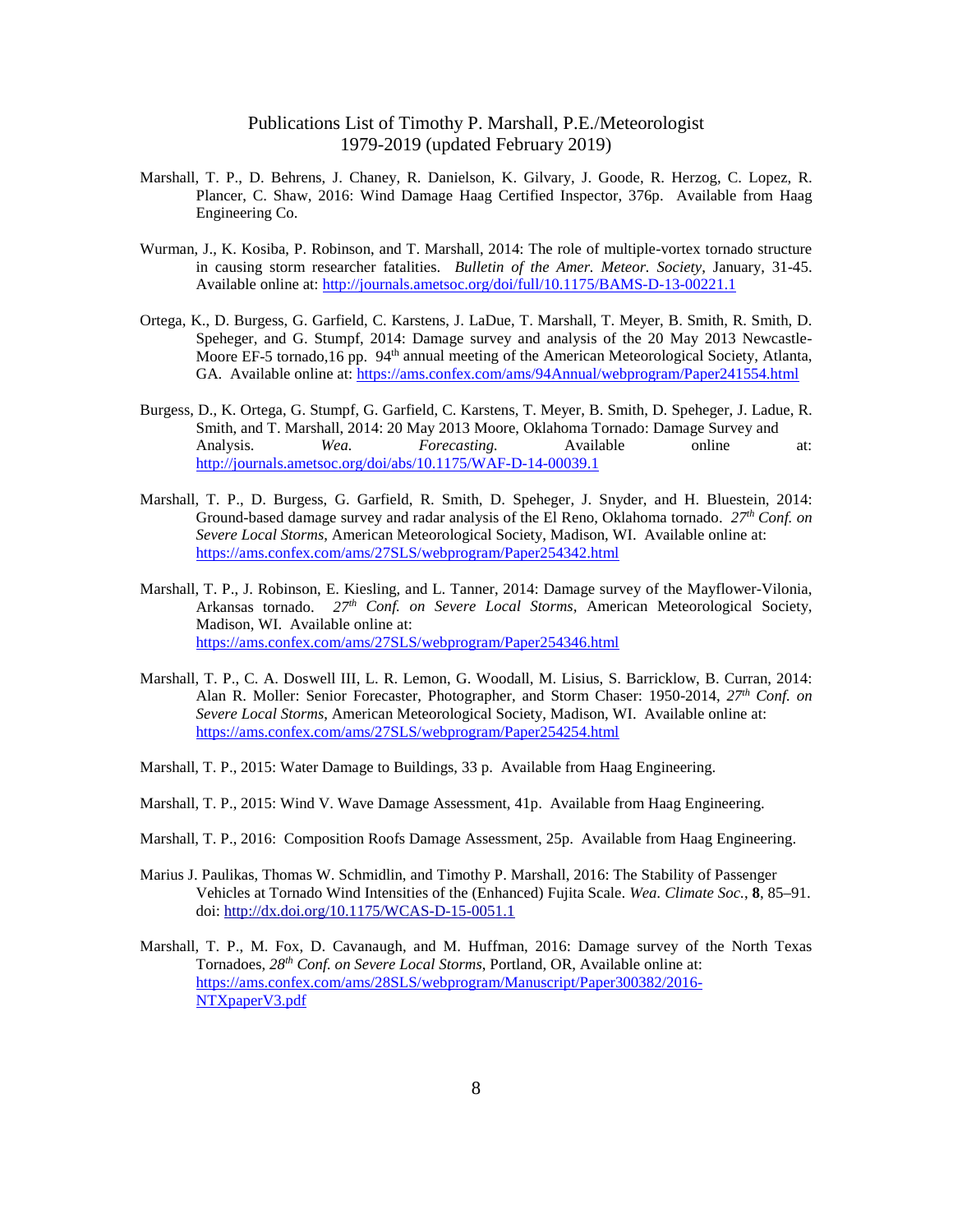Publications List of Timothy P. Marshall, P.E./Meteorologist
1979-2019 (updated February 2019)

Marshall, T. P., D. Behrens, J. Chaney, R. Danielson, K. Gilvary, J. Goode, R. Herzog, C. Lopez, R. Plancer, C. Shaw, 2016: Wind Damage Haag Certified Inspector, 376p. Available from Haag Engineering Co.

Wurman, J., K. Kosiba, P. Robinson, and T. Marshall, 2014: The role of multiple-vortex tornado structure in causing storm researcher fatalities. *Bulletin of the Amer. Meteor. Society*, January, 31-45. Available online at: http://journals.ametsoc.org/doi/full/10.1175/BAMS-D-13-00221.1

Ortega, K., D. Burgess, G. Garfield, C. Karstens, J. LaDue, T. Marshall, T. Meyer, B. Smith, R. Smith, D. Speheger, and G. Stumpf, 2014: Damage survey and analysis of the 20 May 2013 Newcastle-Moore EF-5 tornado,16 pp. 94th annual meeting of the American Meteorological Society, Atlanta, GA. Available online at: https://ams.confex.com/ams/94Annual/webprogram/Paper241554.html

Burgess, D., K. Ortega, G. Stumpf, G. Garfield, C. Karstens, T. Meyer, B. Smith, D. Speheger, J. Ladue, R. Smith, and T. Marshall, 2014: 20 May 2013 Moore, Oklahoma Tornado: Damage Survey and Analysis. *Wea. Forecasting.* Available online at: http://journals.ametsoc.org/doi/abs/10.1175/WAF-D-14-00039.1

Marshall, T. P., D. Burgess, G. Garfield, R. Smith, D. Speheger, J. Snyder, and H. Bluestein, 2014: Ground-based damage survey and radar analysis of the El Reno, Oklahoma tornado. *27th Conf. on Severe Local Storms*, American Meteorological Society, Madison, WI. Available online at: https://ams.confex.com/ams/27SLS/webprogram/Paper254342.html

Marshall, T. P., J. Robinson, E. Kiesling, and L. Tanner, 2014: Damage survey of the Mayflower-Vilonia, Arkansas tornado. *27th Conf. on Severe Local Storms*, American Meteorological Society, Madison, WI. Available online at: https://ams.confex.com/ams/27SLS/webprogram/Paper254346.html

Marshall, T. P., C. A. Doswell III, L. R. Lemon, G. Woodall, M. Lisius, S. Barricklow, B. Curran, 2014: Alan R. Moller: Senior Forecaster, Photographer, and Storm Chaser: 1950-2014, *27th Conf. on Severe Local Storms*, American Meteorological Society, Madison, WI. Available online at: https://ams.confex.com/ams/27SLS/webprogram/Paper254254.html

Marshall, T. P., 2015: Water Damage to Buildings, 33 p. Available from Haag Engineering.

Marshall, T. P., 2015: Wind V. Wave Damage Assessment, 41p. Available from Haag Engineering.

Marshall, T. P., 2016: Composition Roofs Damage Assessment, 25p. Available from Haag Engineering.

Marius J. Paulikas, Thomas W. Schmidlin, and Timothy P. Marshall, 2016: The Stability of Passenger Vehicles at Tornado Wind Intensities of the (Enhanced) Fujita Scale. *Wea. Climate Soc.*, **8**, 85–91. doi: http://dx.doi.org/10.1175/WCAS-D-15-0051.1

Marshall, T. P., M. Fox, D. Cavanaugh, and M. Huffman, 2016: Damage survey of the North Texas Tornadoes, *28th Conf. on Severe Local Storms*, Portland, OR, Available online at: https://ams.confex.com/ams/28SLS/webprogram/Manuscript/Paper300382/2016-NTXpaperV3.pdf